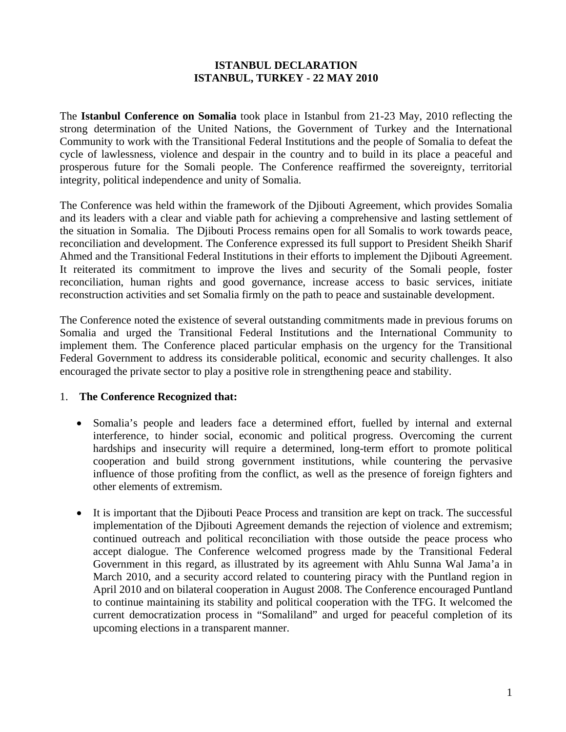# ISTANBUL DECLARATION
## ISTANBUL, TURKEY - 22 MAY 2010

The **Istanbul Conference on Somalia** took place in Istanbul from 21-23 May, 2010 reflecting the strong determination of the United Nations, the Government of Turkey and the International Community to work with the Transitional Federal Institutions and the people of Somalia to defeat the cycle of lawlessness, violence and despair in the country and to build in its place a peaceful and prosperous future for the Somali people. The Conference reaffirmed the sovereignty, territorial integrity, political independence and unity of Somalia.

The Conference was held within the framework of the Djibouti Agreement, which provides Somalia and its leaders with a clear and viable path for achieving a comprehensive and lasting settlement of the situation in Somalia. The Djibouti Process remains open for all Somalis to work towards peace, reconciliation and development. The Conference expressed its full support to President Sheikh Sharif Ahmed and the Transitional Federal Institutions in their efforts to implement the Djibouti Agreement. It reiterated its commitment to improve the lives and security of the Somali people, foster reconciliation, human rights and good governance, increase access to basic services, initiate reconstruction activities and set Somalia firmly on the path to peace and sustainable development.

The Conference noted the existence of several outstanding commitments made in previous forums on Somalia and urged the Transitional Federal Institutions and the International Community to implement them. The Conference placed particular emphasis on the urgency for the Transitional Federal Government to address its considerable political, economic and security challenges. It also encouraged the private sector to play a positive role in strengthening peace and stability.

1. **The Conference Recognized that:**

- Somalia's people and leaders face a determined effort, fuelled by internal and external interference, to hinder social, economic and political progress. Overcoming the current hardships and insecurity will require a determined, long-term effort to promote political cooperation and build strong government institutions, while countering the pervasive influence of those profiting from the conflict, as well as the presence of foreign fighters and other elements of extremism.

- It is important that the Djibouti Peace Process and transition are kept on track. The successful implementation of the Djibouti Agreement demands the rejection of violence and extremism; continued outreach and political reconciliation with those outside the peace process who accept dialogue. The Conference welcomed progress made by the Transitional Federal Government in this regard, as illustrated by its agreement with Ahlu Sunna Wal Jama'a in March 2010, and a security accord related to countering piracy with the Puntland region in April 2010 and on bilateral cooperation in August 2008. The Conference encouraged Puntland to continue maintaining its stability and political cooperation with the TFG. It welcomed the current democratization process in "Somaliland" and urged for peaceful completion of its upcoming elections in a transparent manner.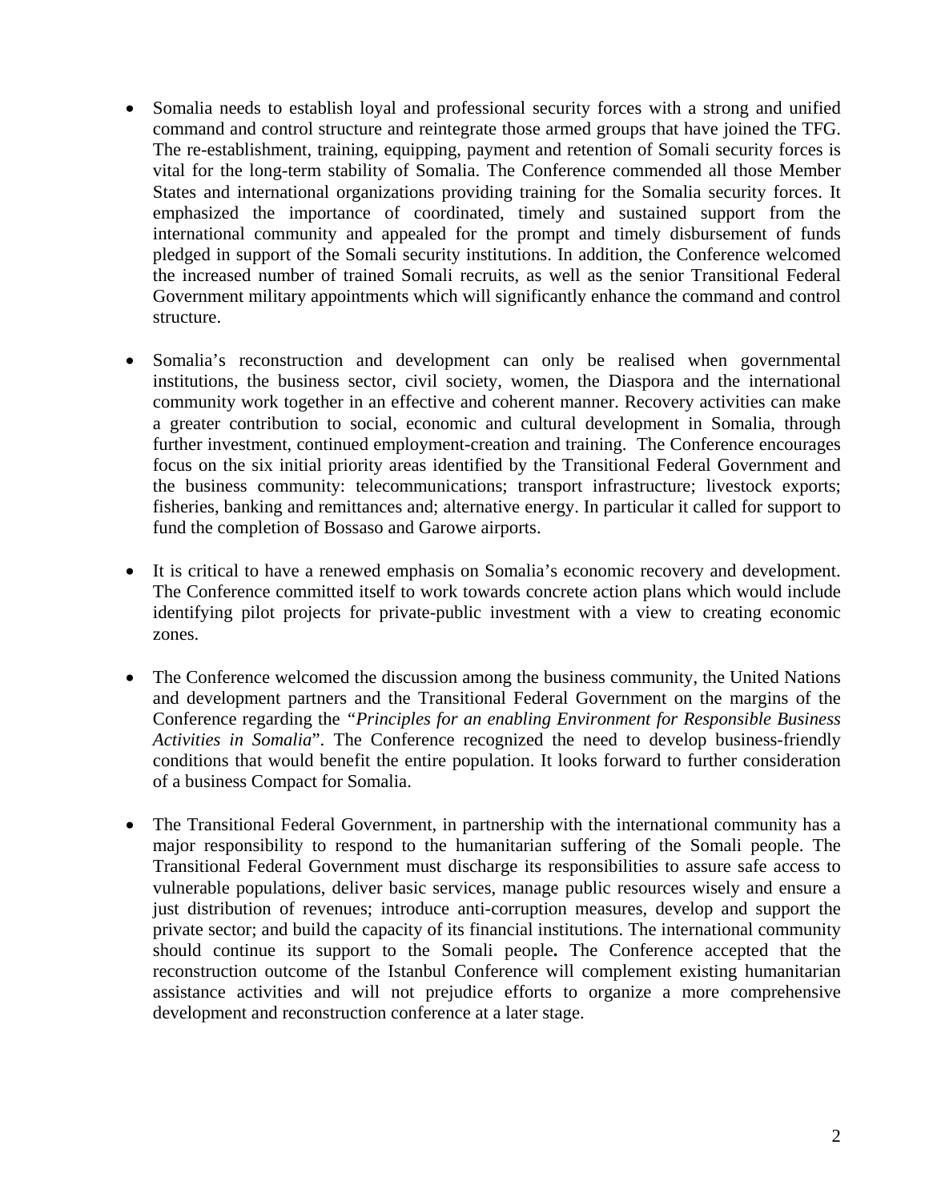- Somalia needs to establish loyal and professional security forces with a strong and unified command and control structure and reintegrate those armed groups that have joined the TFG. The re-establishment, training, equipping, payment and retention of Somali security forces is vital for the long-term stability of Somalia. The Conference commended all those Member States and international organizations providing training for the Somalia security forces. It emphasized the importance of coordinated, timely and sustained support from the international community and appealed for the prompt and timely disbursement of funds pledged in support of the Somali security institutions. In addition, the Conference welcomed the increased number of trained Somali recruits, as well as the senior Transitional Federal Government military appointments which will significantly enhance the command and control structure.

- Somalia's reconstruction and development can only be realised when governmental institutions, the business sector, civil society, women, the Diaspora and the international community work together in an effective and coherent manner. Recovery activities can make a greater contribution to social, economic and cultural development in Somalia, through further investment, continued employment-creation and training. The Conference encourages focus on the six initial priority areas identified by the Transitional Federal Government and the business community: telecommunications; transport infrastructure; livestock exports; fisheries, banking and remittances and; alternative energy. In particular it called for support to fund the completion of Bossaso and Garowe airports.

- It is critical to have a renewed emphasis on Somalia's economic recovery and development. The Conference committed itself to work towards concrete action plans which would include identifying pilot projects for private-public investment with a view to creating economic zones.

- The Conference welcomed the discussion among the business community, the United Nations and development partners and the Transitional Federal Government on the margins of the Conference regarding the *"Principles for an enabling Environment for Responsible Business Activities in Somalia*". The Conference recognized the need to develop business-friendly conditions that would benefit the entire population. It looks forward to further consideration of a business Compact for Somalia.

- The Transitional Federal Government, in partnership with the international community has a major responsibility to respond to the humanitarian suffering of the Somali people. The Transitional Federal Government must discharge its responsibilities to assure safe access to vulnerable populations, deliver basic services, manage public resources wisely and ensure a just distribution of revenues; introduce anti-corruption measures, develop and support the private sector; and build the capacity of its financial institutions. The international community should continue its support to the Somali people**.** The Conference accepted that the reconstruction outcome of the Istanbul Conference will complement existing humanitarian assistance activities and will not prejudice efforts to organize a more comprehensive development and reconstruction conference at a later stage.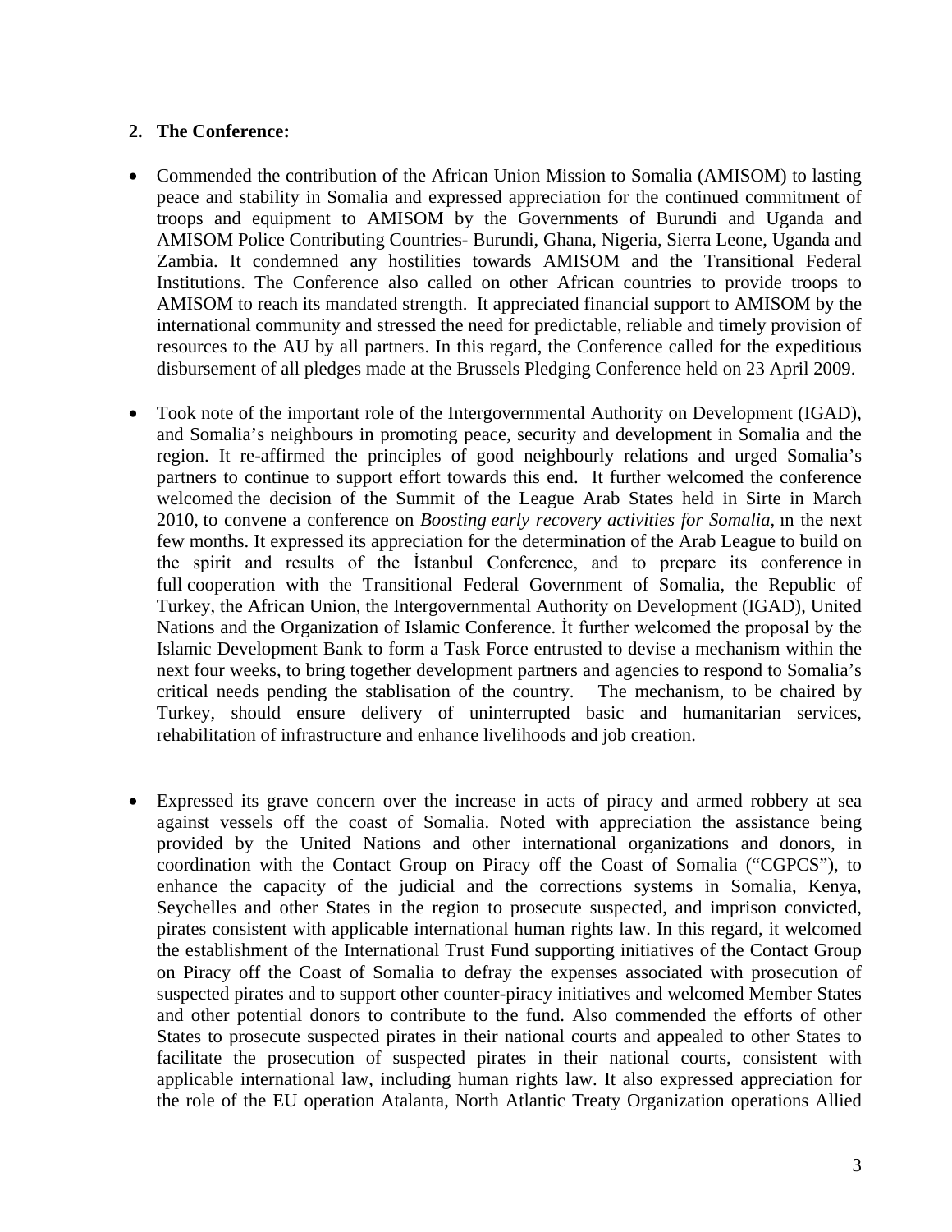## 2. The Conference:

- Commended the contribution of the African Union Mission to Somalia (AMISOM) to lasting peace and stability in Somalia and expressed appreciation for the continued commitment of troops and equipment to AMISOM by the Governments of Burundi and Uganda and AMISOM Police Contributing Countries- Burundi, Ghana, Nigeria, Sierra Leone, Uganda and Zambia. It condemned any hostilities towards AMISOM and the Transitional Federal Institutions. The Conference also called on other African countries to provide troops to AMISOM to reach its mandated strength. It appreciated financial support to AMISOM by the international community and stressed the need for predictable, reliable and timely provision of resources to the AU by all partners. In this regard, the Conference called for the expeditious disbursement of all pledges made at the Brussels Pledging Conference held on 23 April 2009.

- Took note of the important role of the Intergovernmental Authority on Development (IGAD), and Somalia's neighbours in promoting peace, security and development in Somalia and the region. It re-affirmed the principles of good neighbourly relations and urged Somalia's partners to continue to support effort towards this end. It further welcomed the conference welcomed the decision of the Summit of the League Arab States held in Sirte in March 2010, to convene a conference on *Boosting early recovery activities for Somalia*, ın the next few months. It expressed its appreciation for the determination of the Arab League to build on the spirit and results of the İstanbul Conference, and to prepare its conference in full cooperation with the Transitional Federal Government of Somalia, the Republic of Turkey, the African Union, the Intergovernmental Authority on Development (IGAD), United Nations and the Organization of Islamic Conference. İt further welcomed the proposal by the Islamic Development Bank to form a Task Force entrusted to devise a mechanism within the next four weeks, to bring together development partners and agencies to respond to Somalia's critical needs pending the stablisation of the country. The mechanism, to be chaired by Turkey, should ensure delivery of uninterrupted basic and humanitarian services, rehabilitation of infrastructure and enhance livelihoods and job creation.

- Expressed its grave concern over the increase in acts of piracy and armed robbery at sea against vessels off the coast of Somalia. Noted with appreciation the assistance being provided by the United Nations and other international organizations and donors, in coordination with the Contact Group on Piracy off the Coast of Somalia ("CGPCS"), to enhance the capacity of the judicial and the corrections systems in Somalia, Kenya, Seychelles and other States in the region to prosecute suspected, and imprison convicted, pirates consistent with applicable international human rights law. In this regard, it welcomed the establishment of the International Trust Fund supporting initiatives of the Contact Group on Piracy off the Coast of Somalia to defray the expenses associated with prosecution of suspected pirates and to support other counter-piracy initiatives and welcomed Member States and other potential donors to contribute to the fund. Also commended the efforts of other States to prosecute suspected pirates in their national courts and appealed to other States to facilitate the prosecution of suspected pirates in their national courts, consistent with applicable international law, including human rights law. It also expressed appreciation for the role of the EU operation Atalanta, North Atlantic Treaty Organization operations Allied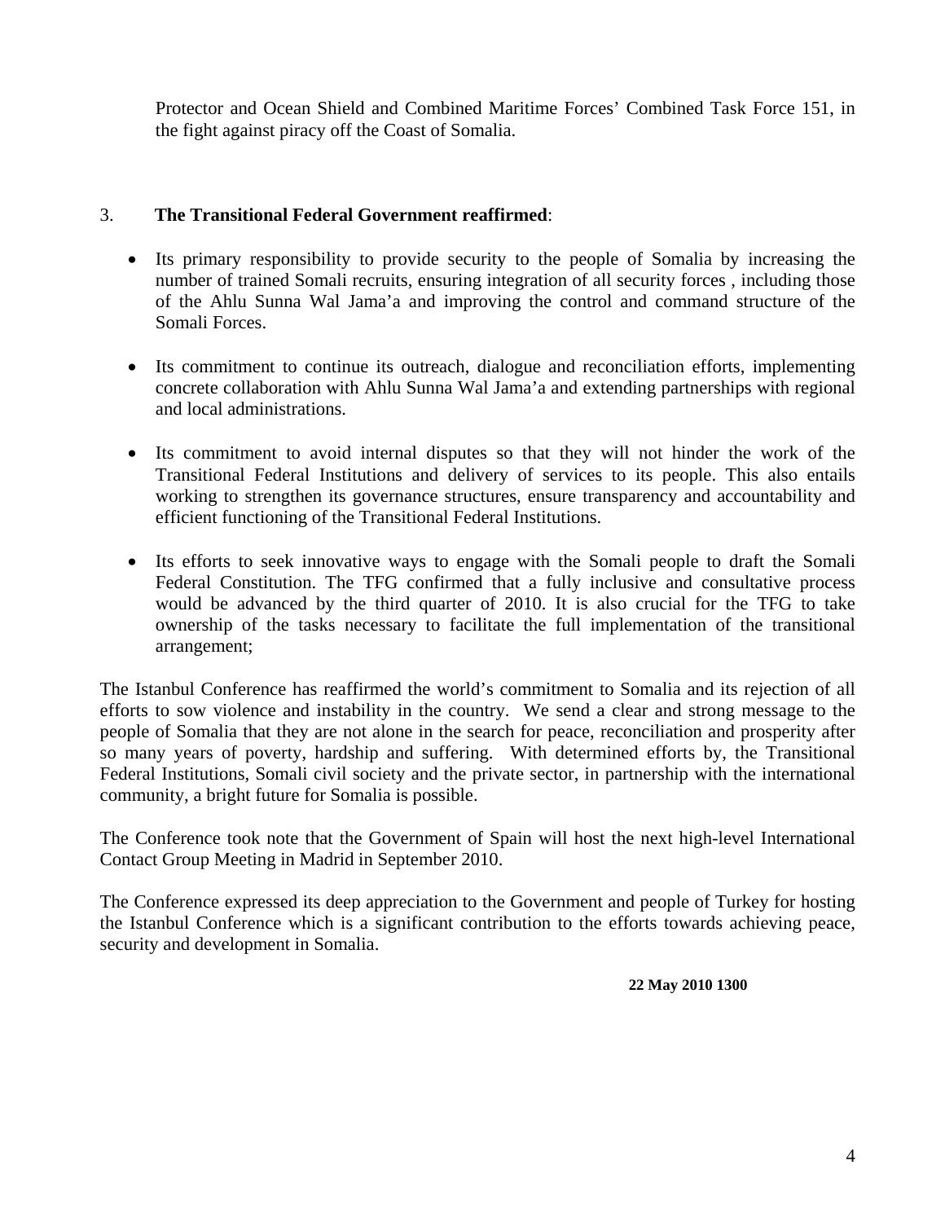Protector and Ocean Shield and Combined Maritime Forces' Combined Task Force 151, in the fight against piracy off the Coast of Somalia.

3. **The Transitional Federal Government reaffirmed**:

- Its primary responsibility to provide security to the people of Somalia by increasing the number of trained Somali recruits, ensuring integration of all security forces , including those of the Ahlu Sunna Wal Jama'a and improving the control and command structure of the Somali Forces.

- Its commitment to continue its outreach, dialogue and reconciliation efforts, implementing concrete collaboration with Ahlu Sunna Wal Jama'a and extending partnerships with regional and local administrations.

- Its commitment to avoid internal disputes so that they will not hinder the work of the Transitional Federal Institutions and delivery of services to its people. This also entails working to strengthen its governance structures, ensure transparency and accountability and efficient functioning of the Transitional Federal Institutions.

- Its efforts to seek innovative ways to engage with the Somali people to draft the Somali Federal Constitution. The TFG confirmed that a fully inclusive and consultative process would be advanced by the third quarter of 2010. It is also crucial for the TFG to take ownership of the tasks necessary to facilitate the full implementation of the transitional arrangement;

The Istanbul Conference has reaffirmed the world's commitment to Somalia and its rejection of all efforts to sow violence and instability in the country. We send a clear and strong message to the people of Somalia that they are not alone in the search for peace, reconciliation and prosperity after so many years of poverty, hardship and suffering. With determined efforts by, the Transitional Federal Institutions, Somali civil society and the private sector, in partnership with the international community, a bright future for Somalia is possible.

The Conference took note that the Government of Spain will host the next high-level International Contact Group Meeting in Madrid in September 2010.

The Conference expressed its deep appreciation to the Government and people of Turkey for hosting the Istanbul Conference which is a significant contribution to the efforts towards achieving peace, security and development in Somalia.

**22 May 2010 1300**